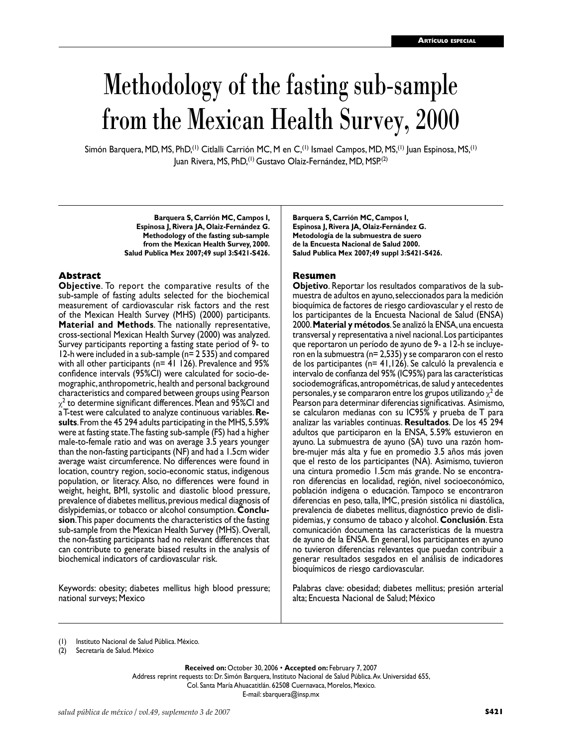Artículo especial

# Methodology of the fasting sub-sample from the Mexican Health Survey, 2000

Simón Barquera, MD, MS, PhD,[1] Citlalli Carrión MC, M en C,[1] Ismael Campos, MD, MS,[1] Juan Espinosa, MS,[1] Juan Rivera, MS, PhD,[1] Gustavo Olaiz-Fernández, MD, MSP.[2]

**Barquera S, Carrión MC, Campos I, Espinosa J, Rivera JA, Olaiz-Fernández G. Methodology of the fasting sub-sample from the Mexican Health Survey, 2000. Salud Publica Mex 2007;49 supl 3:S421-S426.**

## Abstract

**Objective**. To report the comparative results of the sub-sample of fasting adults selected for the biochemical measurement of cardiovascular risk factors and the rest of the Mexican Health Survey (MHS) (2000) participants. **Material and Methods**. The nationally representative, cross-sectional Mexican Health Survey (2000) was analyzed. Survey participants reporting a fasting state period of 9- to 12-h were included in a sub-sample (n= 2 535) and compared with all other participants (n= 41 126). Prevalence and 95% confidence intervals (95%CI) were calculated for socio-demographic, anthropometric, health and personal background characteristics and compared between groups using Pearson $\chi^2$ to determine significant differences. Mean and 95%CI and a T-test were calculated to analyze continuous variables. **Results**. From the 45 294 adults participating in the MHS, 5.59% were at fasting state. The fasting sub-sample (FS) had a higher male-to-female ratio and was on average 3.5 years younger than the non-fasting participants (NF) and had a 1.5cm wider average waist circumference. No differences were found in location, country region, socio-economic status, indigenous population, or literacy. Also, no differences were found in weight, height, BMI, systolic and diastolic blood pressure, prevalence of diabetes mellitus, previous medical diagnosis of dislypidemias, or tobacco or alcohol consumption. **Conclusion**. This paper documents the characteristics of the fasting sub-sample from the Mexican Health Survey (MHS). Overall, the non-fasting participants had no relevant differences that can contribute to generate biased results in the analysis of biochemical indicators of cardiovascular risk.

Keywords: obesity; diabetes mellitus high blood pressure; national surveys; Mexico

**Barquera S, Carrión MC, Campos I, Espinosa J, Rivera JA, Olaiz-Fernández G. Metodología de la submuestra de suero de la Encuesta Nacional de Salud 2000. Salud Publica Mex 2007;49 suppl 3:S421-S426.**

## Resumen

**Objetivo**. Reportar los resultados comparativos de la submuestra de adultos en ayuno, seleccionados para la medición bioquímica de factores de riesgo cardiovascular y el resto de los participantes de la Encuesta Nacional de Salud (ENSA) 2000. **Material y métodos**. Se analizó la ENSA, una encuesta transversal y representativa a nivel nacional. Los participantes que reportaron un período de ayuno de 9- a 12-h se incluyeron en la submuestra (n= 2,535) y se compararon con el resto de los participantes (n= 41,126). Se calculó la prevalencia e intervalo de confianza del 95% (IC95%) para las características sociodemográficas, antropométricas, de salud y antecedentes personales, y se compararon entre los grupos utilizando $\chi^2$ de Pearson para determinar diferencias significativas. Asimismo, se calcularon medianas con su IC95% y prueba de T para analizar las variables continuas. **Resultados**. De los 45 294 adultos que participaron en la ENSA, 5.59% estuvieron en ayuno. La submuestra de ayuno (SA) tuvo una razón hombre-mujer más alta y fue en promedio 3.5 años más joven que el resto de los participantes (NA). Asimismo, tuvieron una cintura promedio 1.5cm más grande. No se encontraron diferencias en localidad, región, nivel socioeconómico, población indígena o educación. Tampoco se encontraron diferencias en peso, talla, IMC, presión sistólica ni diastólica, prevalencia de diabetes mellitus, diagnóstico previo de dislipidemias, y consumo de tabaco y alcohol. **Conclusión**. Esta comunicación documenta las características de la muestra de ayuno de la ENSA. En general, los participantes en ayuno no tuvieron diferencias relevantes que puedan contribuir a generar resultados sesgados en el análisis de indicadores bioquímicos de riesgo cardiovascular.

Palabras clave: obesidad; diabetes mellitus; presión arterial alta; Encuesta Nacional de Salud; México

(1) Instituto Nacional de Salud Pública. México.
(2) Secretaría de Salud. México

**Received on:** October 30, 2006 • **Accepted on:** February 7, 2007
Address reprint requests to: Dr. Simón Barquera, Instituto Nacional de Salud Pública. Av. Universidad 655, Col. Santa María Ahuacatitlán. 62508 Cuernavaca, Morelos, Mexico.
E-mail: sbarquera@insp.mx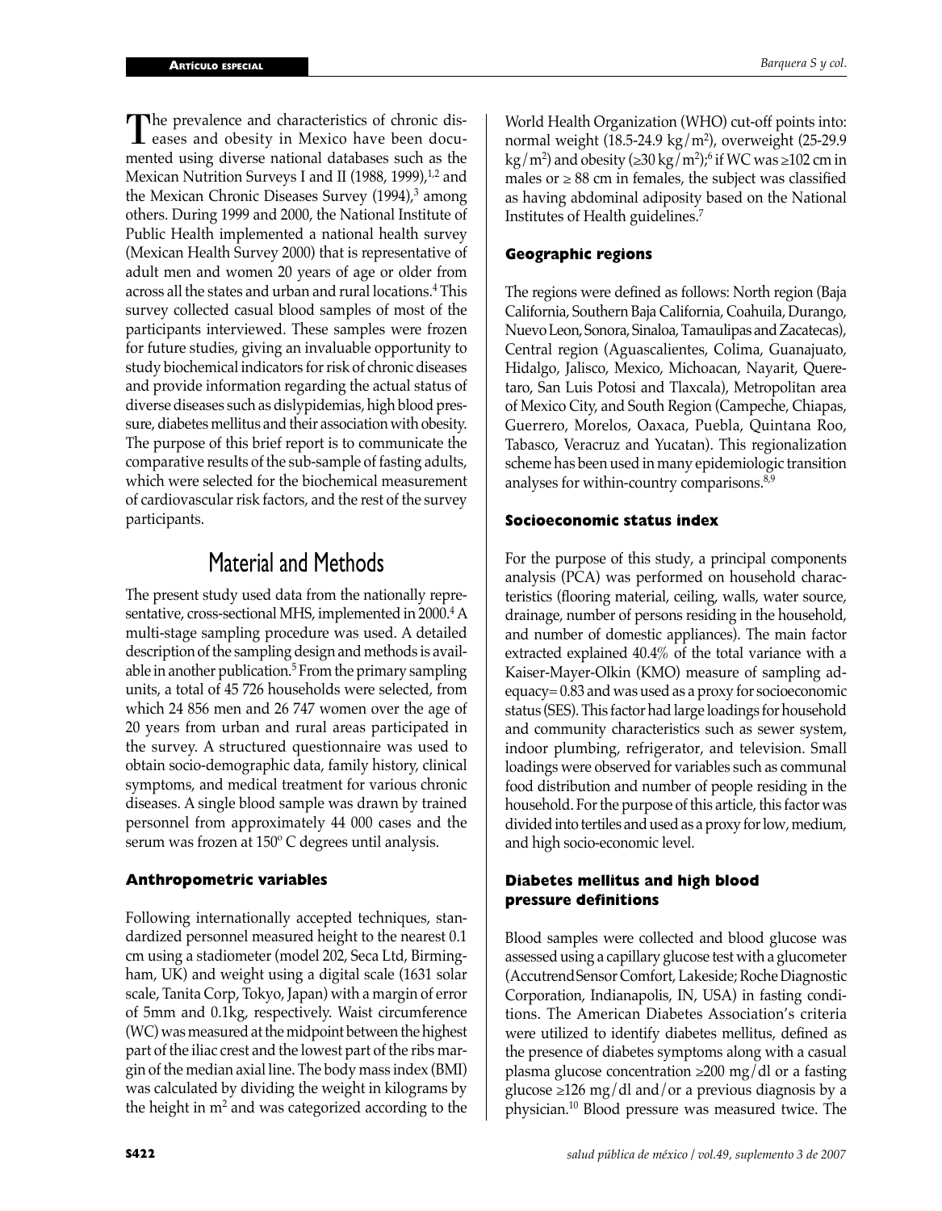The prevalence and characteristics of chronic diseases and obesity in Mexico have been documented using diverse national databases such as the Mexican Nutrition Surveys I and II (1988, 1999),[1,2] and the Mexican Chronic Diseases Survey (1994),[3] among others. During 1999 and 2000, the National Institute of Public Health implemented a national health survey (Mexican Health Survey 2000) that is representative of adult men and women 20 years of age or older from across all the states and urban and rural locations.[4] This survey collected casual blood samples of most of the participants interviewed. These samples were frozen for future studies, giving an invaluable opportunity to study biochemical indicators for risk of chronic diseases and provide information regarding the actual status of diverse diseases such as dislypidemias, high blood pressure, diabetes mellitus and their association with obesity. The purpose of this brief report is to communicate the comparative results of the sub-sample of fasting adults, which were selected for the biochemical measurement of cardiovascular risk factors, and the rest of the survey participants.

# Material and Methods

The present study used data from the nationally representative, cross-sectional MHS, implemented in 2000.[4] A multi-stage sampling procedure was used. A detailed description of the sampling design and methods is available in another publication.[5] From the primary sampling units, a total of 45 726 households were selected, from which 24 856 men and 26 747 women over the age of 20 years from urban and rural areas participated in the survey. A structured questionnaire was used to obtain socio-demographic data, family history, clinical symptoms, and medical treatment for various chronic diseases. A single blood sample was drawn by trained personnel from approximately 44 000 cases and the serum was frozen at 150° C degrees until analysis.

### Anthropometric variables

Following internationally accepted techniques, standardized personnel measured height to the nearest 0.1 cm using a stadiometer (model 202, Seca Ltd, Birmingham, UK) and weight using a digital scale (1631 solar scale, Tanita Corp, Tokyo, Japan) with a margin of error of 5mm and 0.1kg, respectively. Waist circumference (WC) was measured at the midpoint between the highest part of the iliac crest and the lowest part of the ribs margin of the median axial line. The body mass index (BMI) was calculated by dividing the weight in kilograms by the height in $m^2$ and was categorized according to the World Health Organization (WHO) cut-off points into: normal weight (18.5-24.9 $kg/m^2$), overweight (25-29.9 $kg/m^2$) and obesity ($\geq$30 $kg/m^2$);[6] if WC was $\geq$102 cm in males or $\geq$ 88 cm in females, the subject was classified as having abdominal adiposity based on the National Institutes of Health guidelines.[7]

### Geographic regions

The regions were defined as follows: North region (Baja California, Southern Baja California, Coahuila, Durango, Nuevo Leon, Sonora, Sinaloa, Tamaulipas and Zacatecas), Central region (Aguascalientes, Colima, Guanajuato, Hidalgo, Jalisco, Mexico, Michoacan, Nayarit, Queretaro, San Luis Potosi and Tlaxcala), Metropolitan area of Mexico City, and South Region (Campeche, Chiapas, Guerrero, Morelos, Oaxaca, Puebla, Quintana Roo, Tabasco, Veracruz and Yucatan). This regionalization scheme has been used in many epidemiologic transition analyses for within-country comparisons.[8,9]

### Socioeconomic status index

For the purpose of this study, a principal components analysis (PCA) was performed on household characteristics (flooring material, ceiling, walls, water source, drainage, number of persons residing in the household, and number of domestic appliances). The main factor extracted explained 40.4% of the total variance with a Kaiser-Mayer-Olkin (KMO) measure of sampling adequacy= 0.83 and was used as a proxy for socioeconomic status (SES). This factor had large loadings for household and community characteristics such as sewer system, indoor plumbing, refrigerator, and television. Small loadings were observed for variables such as communal food distribution and number of people residing in the household. For the purpose of this article, this factor was divided into tertiles and used as a proxy for low, medium, and high socio-economic level.

### Diabetes mellitus and high blood pressure definitions

Blood samples were collected and blood glucose was assessed using a capillary glucose test with a glucometer (Accutrend Sensor Comfort, Lakeside; Roche Diagnostic Corporation, Indianapolis, IN, USA) in fasting conditions. The American Diabetes Association's criteria were utilized to identify diabetes mellitus, defined as the presence of diabetes symptoms along with a casual plasma glucose concentration $\geq$200 mg/dl or a fasting glucose $\geq$126 mg/dl and/or a previous diagnosis by a physician.[10] Blood pressure was measured twice. The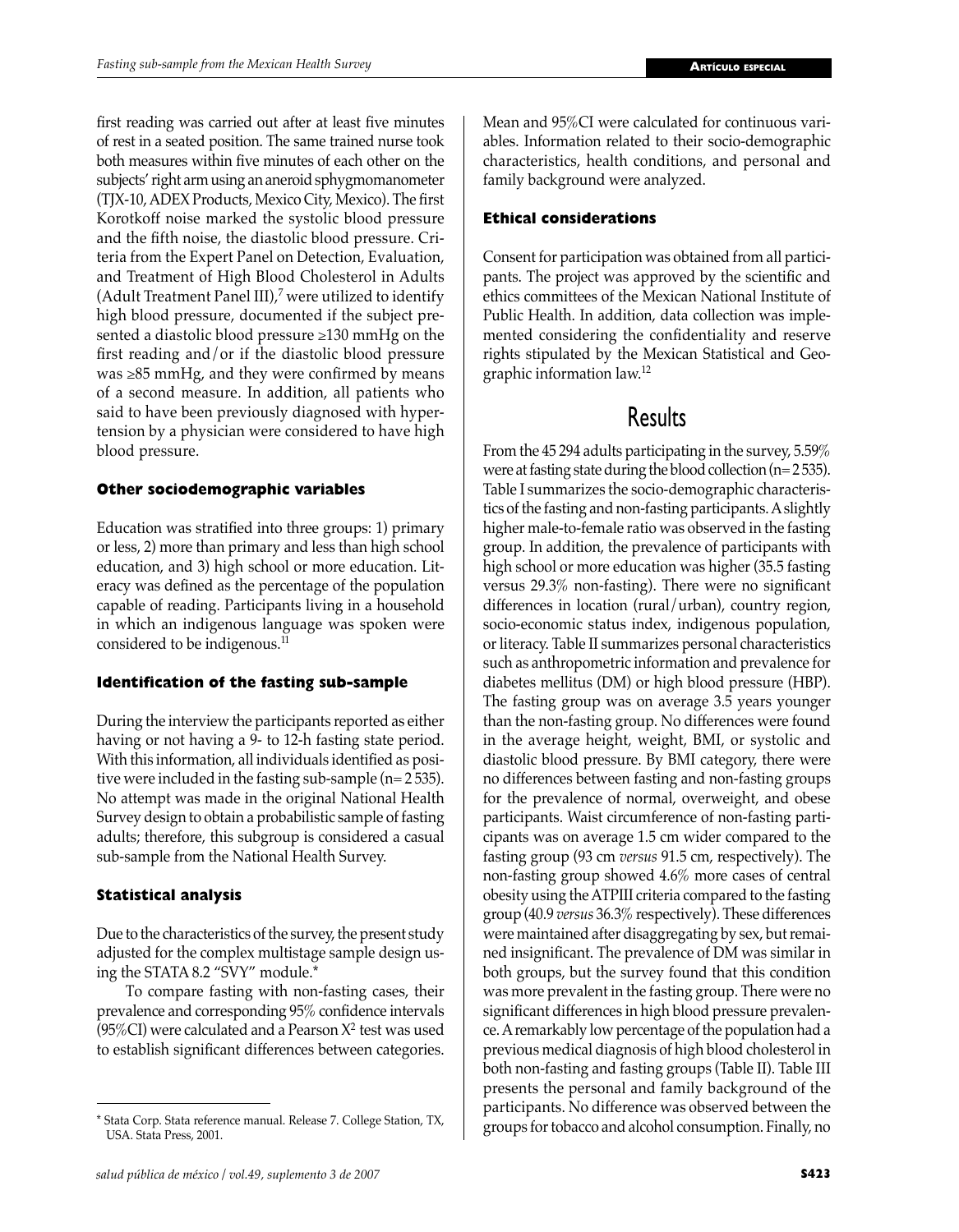first reading was carried out after at least five minutes of rest in a seated position. The same trained nurse took both measures within five minutes of each other on the subjects' right arm using an aneroid sphygmomanometer (TJX-10, ADEX Products, Mexico City, Mexico). The first Korotkoff noise marked the systolic blood pressure and the fifth noise, the diastolic blood pressure. Criteria from the Expert Panel on Detection, Evaluation, and Treatment of High Blood Cholesterol in Adults (Adult Treatment Panel III),[7] were utilized to identify high blood pressure, documented if the subject presented a diastolic blood pressure ≥130 mmHg on the first reading and/or if the diastolic blood pressure was ≥85 mmHg, and they were confirmed by means of a second measure. In addition, all patients who said to have been previously diagnosed with hypertension by a physician were considered to have high blood pressure.

### Other sociodemographic variables

Education was stratified into three groups: 1) primary or less, 2) more than primary and less than high school education, and 3) high school or more education. Literacy was defined as the percentage of the population capable of reading. Participants living in a household in which an indigenous language was spoken were considered to be indigenous.[11]

### Identification of the fasting sub-sample

During the interview the participants reported as either having or not having a 9- to 12-h fasting state period. With this information, all individuals identified as positive were included in the fasting sub-sample (n= 2 535). No attempt was made in the original National Health Survey design to obtain a probabilistic sample of fasting adults; therefore, this subgroup is considered a casual sub-sample from the National Health Survey.

### Statistical analysis

Due to the characteristics of the survey, the present study adjusted for the complex multistage sample design using the STATA 8.2 "SVY" module.*

To compare fasting with non-fasting cases, their prevalence and corresponding 95% confidence intervals (95%CI) were calculated and a Pearson $X^2$ test was used to establish significant differences between categories. Mean and 95%CI were calculated for continuous variables. Information related to their socio-demographic characteristics, health conditions, and personal and family background were analyzed.

### Ethical considerations

Consent for participation was obtained from all participants. The project was approved by the scientific and ethics committees of the Mexican National Institute of Public Health. In addition, data collection was implemented considering the confidentiality and reserve rights stipulated by the Mexican Statistical and Geographic information law.[12]

## Results

From the 45 294 adults participating in the survey, 5.59% were at fasting state during the blood collection (n= 2 535). Table I summarizes the socio-demographic characteristics of the fasting and non-fasting participants. A slightly higher male-to-female ratio was observed in the fasting group. In addition, the prevalence of participants with high school or more education was higher (35.5 fasting versus 29.3% non-fasting). There were no significant differences in location (rural/urban), country region, socio-economic status index, indigenous population, or literacy. Table II summarizes personal characteristics such as anthropometric information and prevalence for diabetes mellitus (DM) or high blood pressure (HBP). The fasting group was on average 3.5 years younger than the non-fasting group. No differences were found in the average height, weight, BMI, or systolic and diastolic blood pressure. By BMI category, there were no differences between fasting and non-fasting groups for the prevalence of normal, overweight, and obese participants. Waist circumference of non-fasting participants was on average 1.5 cm wider compared to the fasting group (93 cm *versus* 91.5 cm, respectively). The non-fasting group showed 4.6% more cases of central obesity using the ATPIII criteria compared to the fasting group (40.9 *versus* 36.3% respectively). These differences were maintained after disaggregating by sex, but remained insignificant. The prevalence of DM was similar in both groups, but the survey found that this condition was more prevalent in the fasting group. There were no significant differences in high blood pressure prevalence. A remarkably low percentage of the population had a previous medical diagnosis of high blood cholesterol in both non-fasting and fasting groups (Table II). Table III presents the personal and family background of the participants. No difference was observed between the groups for tobacco and alcohol consumption. Finally, no

---

* Stata Corp. Stata reference manual. Release 7. College Station, TX, USA. Stata Press, 2001.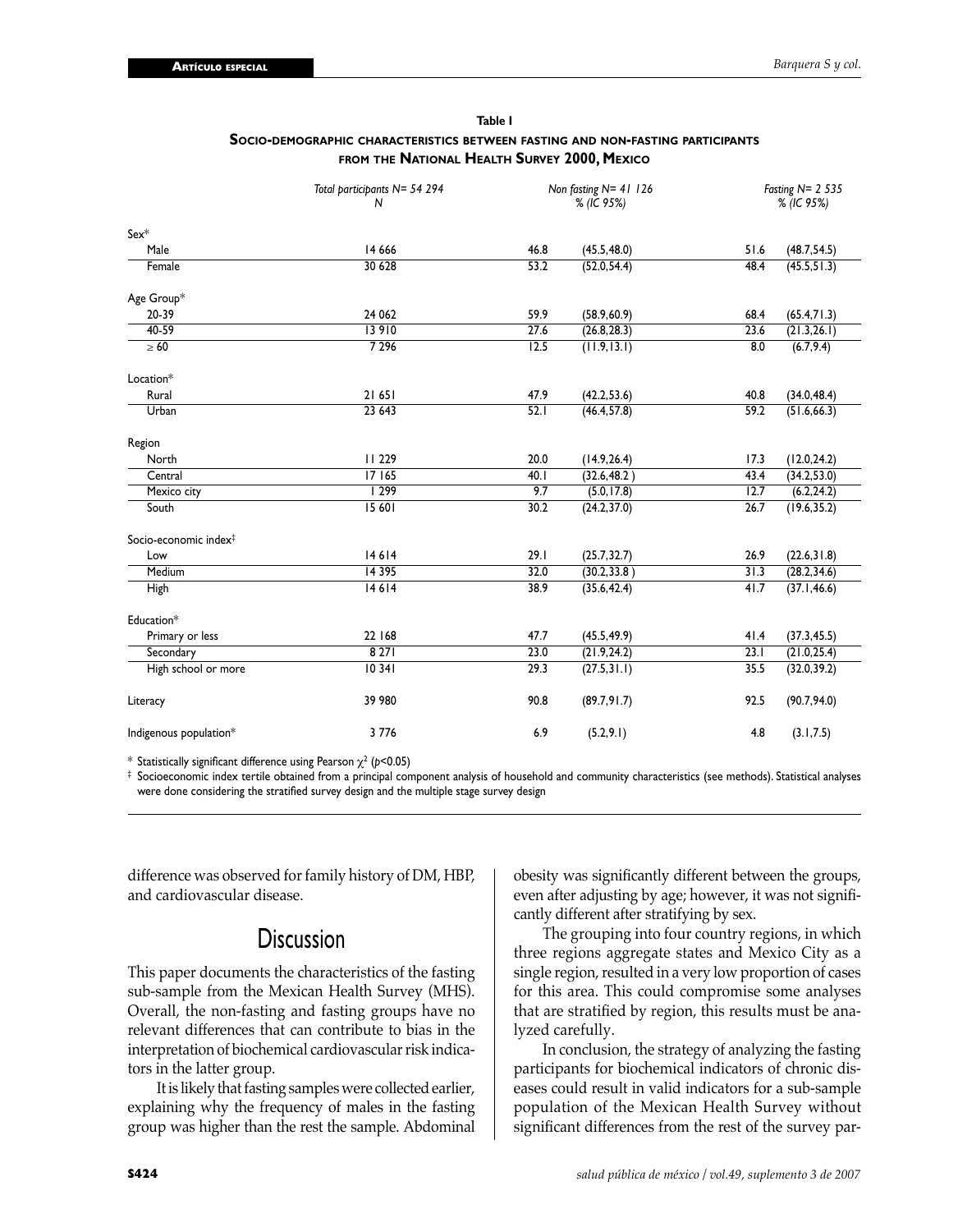**Table I**

**Socio-demographic characteristics between fasting and non-fasting participants from the National Health Survey 2000, Mexico**

| | Total participants N= 54 294 N | Non fasting N= 41 126 % (IC 95%) | | Fasting N= 2 535 % (IC 95%) | |
|---|---|---|---|---|---|
| Sex* | | | | | |
| Male | 14 666 | 46.8 | (45.5,48.0) | 51.6 | (48.7,54.5) |
| Female | 30 628 | 53.2 | (52.0,54.4) | 48.4 | (45.5,51.3) |
| Age Group* | | | | | |
| 20-39 | 24 062 | 59.9 | (58.9,60.9) | 68.4 | (65.4,71.3) |
| 40-59 | 13 910 | 27.6 | (26.8,28.3) | 23.6 | (21.3,26.1) |
| ≥ 60 | 7 296 | 12.5 | (11.9,13.1) | 8.0 | (6.7,9.4) |
| Location* | | | | | |
| Rural | 21 651 | 47.9 | (42.2,53.6) | 40.8 | (34.0,48.4) |
| Urban | 23 643 | 52.1 | (46.4,57.8) | 59.2 | (51.6,66.3) |
| Region | | | | | |
| North | 11 229 | 20.0 | (14.9,26.4) | 17.3 | (12.0,24.2) |
| Central | 17 165 | 40.1 | (32.6,48.2 ) | 43.4 | (34.2,53.0) |
| Mexico city | 1 299 | 9.7 | (5.0,17.8) | 12.7 | (6.2,24.2) |
| South | 15 601 | 30.2 | (24.2,37.0) | 26.7 | (19.6,35.2) |
| Socio-economic index‡ | | | | | |
| Low | 14 614 | 29.1 | (25.7,32.7) | 26.9 | (22.6,31.8) |
| Medium | 14 395 | 32.0 | (30.2,33.8 ) | 31.3 | (28.2,34.6) |
| High | 14 614 | 38.9 | (35.6,42.4) | 41.7 | (37.1,46.6) |
| Education* | | | | | |
| Primary or less | 22 168 | 47.7 | (45.5,49.9) | 41.4 | (37.3,45.5) |
| Secondary | 8 271 | 23.0 | (21.9,24.2) | 23.1 | (21.0,25.4) |
| High school or more | 10 341 | 29.3 | (27.5,31.1) | 35.5 | (32.0,39.2) |
| Literacy | 39 980 | 90.8 | (89.7,91.7) | 92.5 | (90.7,94.0) |
| Indigenous population* | 3 776 | 6.9 | (5.2,9.1) | 4.8 | (3.1,7.5) |

\* Statistically significant difference using Pearson $\chi^2$ ($p$<0.05)

‡ Socioeconomic index tertile obtained from a principal component analysis of household and community characteristics (see methods). Statistical analyses were done considering the stratified survey design and the multiple stage survey design

difference was observed for family history of DM, HBP, and cardiovascular disease.

## Discussion

This paper documents the characteristics of the fasting sub-sample from the Mexican Health Survey (MHS). Overall, the non-fasting and fasting groups have no relevant differences that can contribute to bias in the interpretation of biochemical cardiovascular risk indicators in the latter group.

It is likely that fasting samples were collected earlier, explaining why the frequency of males in the fasting group was higher than the rest the sample. Abdominal obesity was significantly different between the groups, even after adjusting by age; however, it was not significantly different after stratifying by sex.

The grouping into four country regions, in which three regions aggregate states and Mexico City as a single region, resulted in a very low proportion of cases for this area. This could compromise some analyses that are stratified by region, this results must be analyzed carefully.

In conclusion, the strategy of analyzing the fasting participants for biochemical indicators of chronic diseases could result in valid indicators for a sub-sample population of the Mexican Health Survey without significant differences from the rest of the survey par-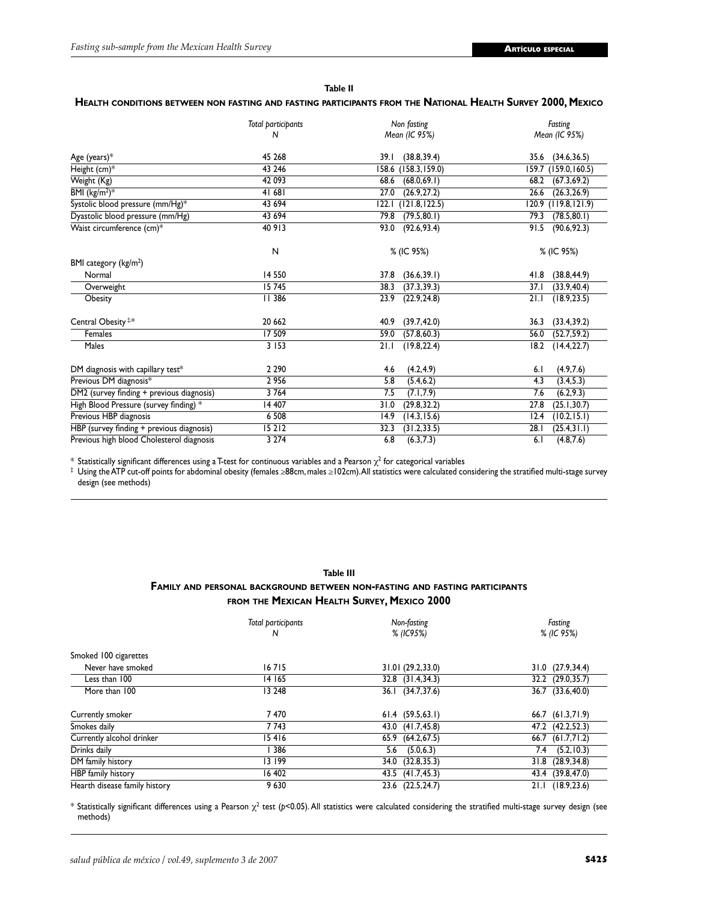**Table II**

**Health conditions between non fasting and fasting participants from the National Health Survey 2000, Mexico**

| | *Total participants* N | *Non fasting* Mean (IC 95%) | *Fasting* Mean (IC 95%) |
|---|---|---|---|
| Age (years)* | 45 268 | 39.1 (38.8,39.4) | 35.6 (34.6,36.5) |
| Height (cm)* | 43 246 | 158.6 (158.3,159.0) | 159.7 (159.0,160.5) |
| Weight (Kg) | 42 093 | 68.6 (68.0,69.1) | 68.2 (67.3,69.2) |
| BMI (kg/m²)* | 41 681 | 27.0 (26.9,27.2) | 26.6 (26.3,26.9) |
| Systolic blood pressure (mm/Hg)* | 43 694 | 122.1 (121.8,122.5) | 120.9 (119.8,121.9) |
| Dyastolic blood pressure (mm/Hg) | 43 694 | 79.8 (79.5,80.1) | 79.3 (78.5,80.1) |
| Waist circumference (cm)* | 40 913 | 93.0 (92.6,93.4) | 91.5 (90.6,92.3) |
| | N | % (IC 95%) | % (IC 95%) |
| BMI category (kg/m²) | | | |
| Normal | 14 550 | 37.8 (36.6,39.1) | 41.8 (38.8,44.9) |
| Overweight | 15 745 | 38.3 (37.3,39.3) | 37.1 (33.9,40.4) |
| Obesity | 11 386 | 23.9 (22.9,24.8) | 21.1 (18.9,23.5) |
| Central Obesity ‡,* | 20 662 | 40.9 (39.7,42.0) | 36.3 (33.4,39.2) |
| Females | 17 509 | 59.0 (57.8,60.3) | 56.0 (52.7,59.2) |
| Males | 3 153 | 21.1 (19.8,22.4) | 18.2 (14.4,22.7) |
| DM diagnosis with capillary test* | 2 290 | 4.6 (4.2,4.9) | 6.1 (4.9,7.6) |
| Previous DM diagnosis* | 2 956 | 5.8 (5.4,6.2) | 4.3 (3.4,5.3) |
| DM2 (survey finding + previous diagnosis) | 3 764 | 7.5 (7.1,7.9) | 7.6 (6.2,9.3) |
| High Blood Pressure (survey finding) * | 14 407 | 31.0 (29.8,32.2) | 27.8 (25.1,30.7) |
| Previous HBP diagnosis | 6 508 | 14.9 (14.3,15.6) | 12.4 (10.2,15.1) |
| HBP (survey finding + previous diagnosis) | 15 212 | 32.3 (31.2,33.5) | 28.1 (25.4,31.1) |
| Previous high blood Cholesterol diagnosis | 3 274 | 6.8 (6.3,7.3) | 6.1 (4.8,7.6) |

* Statistically significant differences using a T-test for continuous variables and a Pearson $\chi^2$ for categorical variables

‡ Using the ATP cut-off points for abdominal obesity (females ≥88cm, males ≥102cm). All statistics were calculated considering the stratified multi-stage survey design (see methods)

**Table III**

**Family and personal background between non-fasting and fasting participants from the Mexican Health Survey, Mexico 2000**

| | *Total participants* N | *Non-fasting* % (IC95%) | *Fasting* % (IC 95%) |
|---|---|---|---|
| Smoked 100 cigarettes | | | |
| Never have smoked | 16 715 | 31.01 (29.2,33.0) | 31.0 (27.9,34.4) |
| Less than 100 | 14 165 | 32.8 (31.4,34.3) | 32.2 (29.0,35.7) |
| More than 100 | 13 248 | 36.1 (34.7,37.6) | 36.7 (33.6,40.0) |
| Currently smoker | 7 470 | 61.4 (59.5,63.1) | 66.7 (61.3,71.9) |
| Smokes daily | 7 743 | 43.0 (41.7,45.8) | 47.2 (42.2,52.3) |
| Currently alcohol drinker | 15 416 | 65.9 (64.2,67.5) | 66.7 (61.7,71.2) |
| Drinks daily | 1 386 | 5.6 (5.0,6.3) | 7.4 (5.2,10.3) |
| DM family history | 13 199 | 34.0 (32.8,35.3) | 31.8 (28.9,34.8) |
| HBP family history | 16 402 | 43.5 (41.7,45.3) | 43.4 (39.8,47.0) |
| Hearth disease family history | 9 630 | 23.6 (22.5,24.7) | 21.1 (18.9,23.6) |

* Statistically significant differences using a Pearson $\chi^2$ test ($p<0.05$). All statistics were calculated considering the stratified multi-stage survey design (see methods)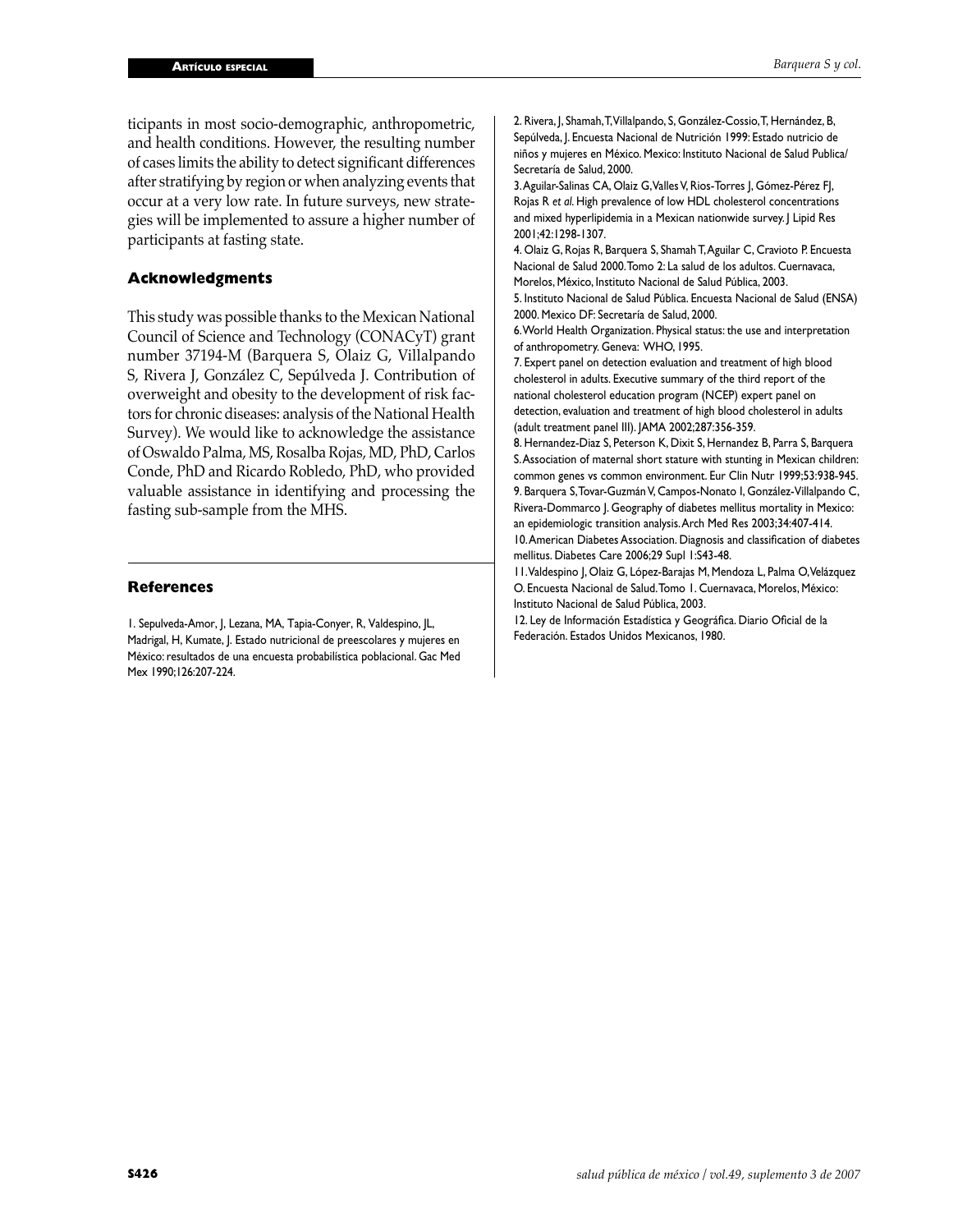ticipants in most socio-demographic, anthropometric, and health conditions. However, the resulting number of cases limits the ability to detect significant differences after stratifying by region or when analyzing events that occur at a very low rate. In future surveys, new strategies will be implemented to assure a higher number of participants at fasting state.

## Acknowledgments

This study was possible thanks to the Mexican National Council of Science and Technology (CONACyT) grant number 37194-M (Barquera S, Olaiz G, Villalpando S, Rivera J, González C, Sepúlveda J. Contribution of overweight and obesity to the development of risk factors for chronic diseases: analysis of the National Health Survey). We would like to acknowledge the assistance of Oswaldo Palma, MS, Rosalba Rojas, MD, PhD, Carlos Conde, PhD and Ricardo Robledo, PhD, who provided valuable assistance in identifying and processing the fasting sub-sample from the MHS.

## References

1. Sepulveda-Amor, J, Lezana, MA, Tapia-Conyer, R, Valdespino, JL, Madrigal, H, Kumate, J. Estado nutricional de preescolares y mujeres en México: resultados de una encuesta probabilística poblacional. Gac Med Mex 1990;126:207-224.
2. Rivera, J, Shamah, T, Villalpando, S, González-Cossio, T, Hernández, B, Sepúlveda, J. Encuesta Nacional de Nutrición 1999: Estado nutricio de niños y mujeres en México. Mexico: Instituto Nacional de Salud Publica/ Secretaría de Salud, 2000.
3. Aguilar-Salinas CA, Olaiz G, Valles V, Rios-Torres J, Gómez-Pérez FJ, Rojas R *et al*. High prevalence of low HDL cholesterol concentrations and mixed hyperlipidemia in a Mexican nationwide survey. J Lipid Res 2001;42:1298-1307.
4. Olaiz G, Rojas R, Barquera S, Shamah T, Aguilar C, Cravioto P. Encuesta Nacional de Salud 2000. Tomo 2: La salud de los adultos. Cuernavaca, Morelos, México, Instituto Nacional de Salud Pública, 2003.
5. Instituto Nacional de Salud Pública. Encuesta Nacional de Salud (ENSA) 2000. Mexico DF: Secretaría de Salud, 2000.
6. World Health Organization. Physical status: the use and interpretation of anthropometry. Geneva: WHO, 1995.
7. Expert panel on detection evaluation and treatment of high blood cholesterol in adults. Executive summary of the third report of the national cholesterol education program (NCEP) expert panel on detection, evaluation and treatment of high blood cholesterol in adults (adult treatment panel III). JAMA 2002;287:356-359.
8. Hernandez-Diaz S, Peterson K, Dixit S, Hernandez B, Parra S, Barquera S. Association of maternal short stature with stunting in Mexican children: common genes vs common environment. Eur Clin Nutr 1999;53:938-945.
9. Barquera S, Tovar-Guzmán V, Campos-Nonato I, González-Villalpando C, Rivera-Dommarco J. Geography of diabetes mellitus mortality in Mexico: an epidemiologic transition analysis. Arch Med Res 2003;34:407-414.
10. American Diabetes Association. Diagnosis and classification of diabetes mellitus. Diabetes Care 2006;29 Supl 1:S43-48.
11. Valdespino J, Olaiz G, López-Barajas M, Mendoza L, Palma O, Velázquez O. Encuesta Nacional de Salud. Tomo 1. Cuernavaca, Morelos, México: Instituto Nacional de Salud Pública, 2003.
12. Ley de Información Estadística y Geográfica. Diario Oficial de la Federación. Estados Unidos Mexicanos, 1980.